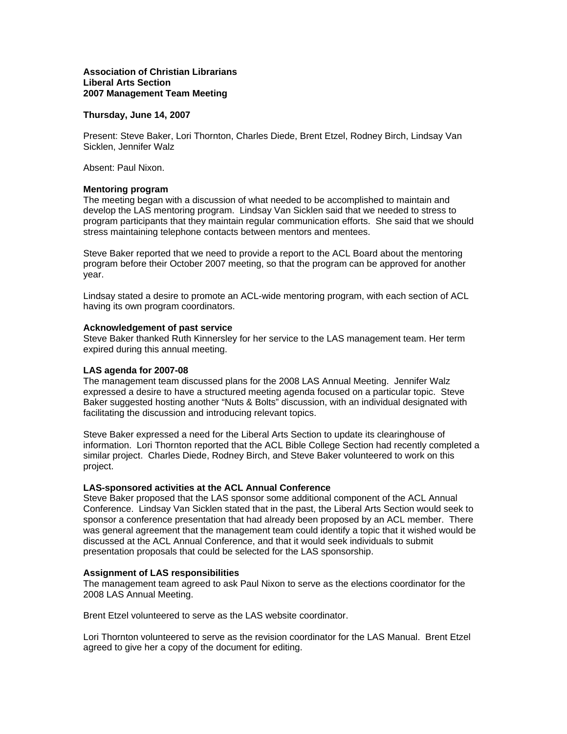**Association of Christian Librarians**
**Liberal Arts Section**
**2007 Management Team Meeting**

**Thursday, June 14, 2007**

Present: Steve Baker, Lori Thornton, Charles Diede, Brent Etzel, Rodney Birch, Lindsay Van Sicklen, Jennifer Walz

Absent: Paul Nixon.

**Mentoring program**

The meeting began with a discussion of what needed to be accomplished to maintain and develop the LAS mentoring program. Lindsay Van Sicklen said that we needed to stress to program participants that they maintain regular communication efforts. She said that we should stress maintaining telephone contacts between mentors and mentees.

Steve Baker reported that we need to provide a report to the ACL Board about the mentoring program before their October 2007 meeting, so that the program can be approved for another year.

Lindsay stated a desire to promote an ACL-wide mentoring program, with each section of ACL having its own program coordinators.

**Acknowledgement of past service**

Steve Baker thanked Ruth Kinnersley for her service to the LAS management team. Her term expired during this annual meeting.

**LAS agenda for 2007-08**

The management team discussed plans for the 2008 LAS Annual Meeting. Jennifer Walz expressed a desire to have a structured meeting agenda focused on a particular topic. Steve Baker suggested hosting another "Nuts & Bolts" discussion, with an individual designated with facilitating the discussion and introducing relevant topics.

Steve Baker expressed a need for the Liberal Arts Section to update its clearinghouse of information. Lori Thornton reported that the ACL Bible College Section had recently completed a similar project. Charles Diede, Rodney Birch, and Steve Baker volunteered to work on this project.

**LAS-sponsored activities at the ACL Annual Conference**

Steve Baker proposed that the LAS sponsor some additional component of the ACL Annual Conference. Lindsay Van Sicklen stated that in the past, the Liberal Arts Section would seek to sponsor a conference presentation that had already been proposed by an ACL member. There was general agreement that the management team could identify a topic that it wished would be discussed at the ACL Annual Conference, and that it would seek individuals to submit presentation proposals that could be selected for the LAS sponsorship.

**Assignment of LAS responsibilities**

The management team agreed to ask Paul Nixon to serve as the elections coordinator for the 2008 LAS Annual Meeting.

Brent Etzel volunteered to serve as the LAS website coordinator.

Lori Thornton volunteered to serve as the revision coordinator for the LAS Manual. Brent Etzel agreed to give her a copy of the document for editing.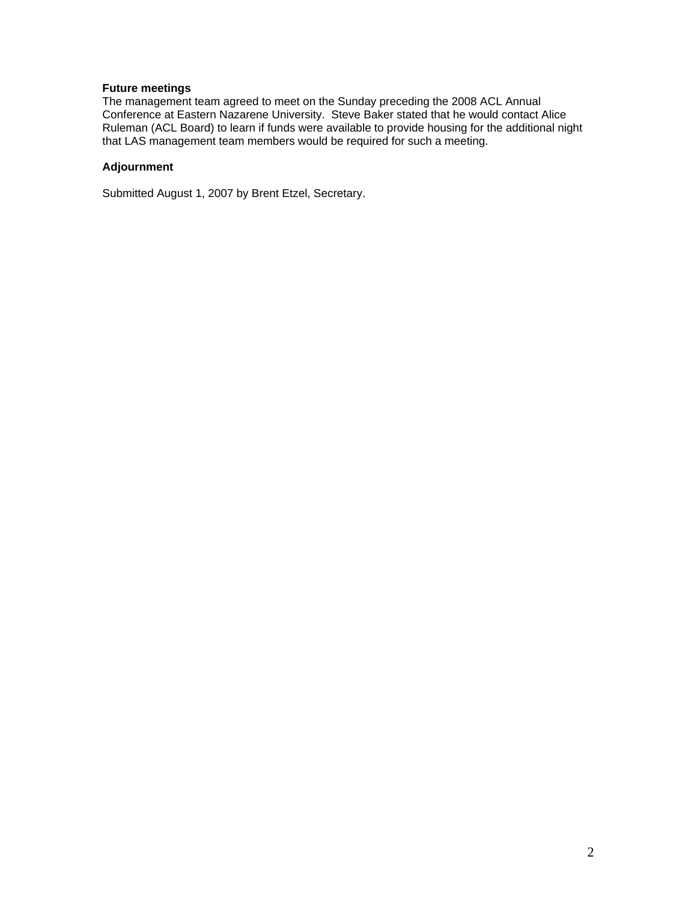**Future meetings**

The management team agreed to meet on the Sunday preceding the 2008 ACL Annual Conference at Eastern Nazarene University. Steve Baker stated that he would contact Alice Ruleman (ACL Board) to learn if funds were available to provide housing for the additional night that LAS management team members would be required for such a meeting.

**Adjournment**

Submitted August 1, 2007 by Brent Etzel, Secretary.